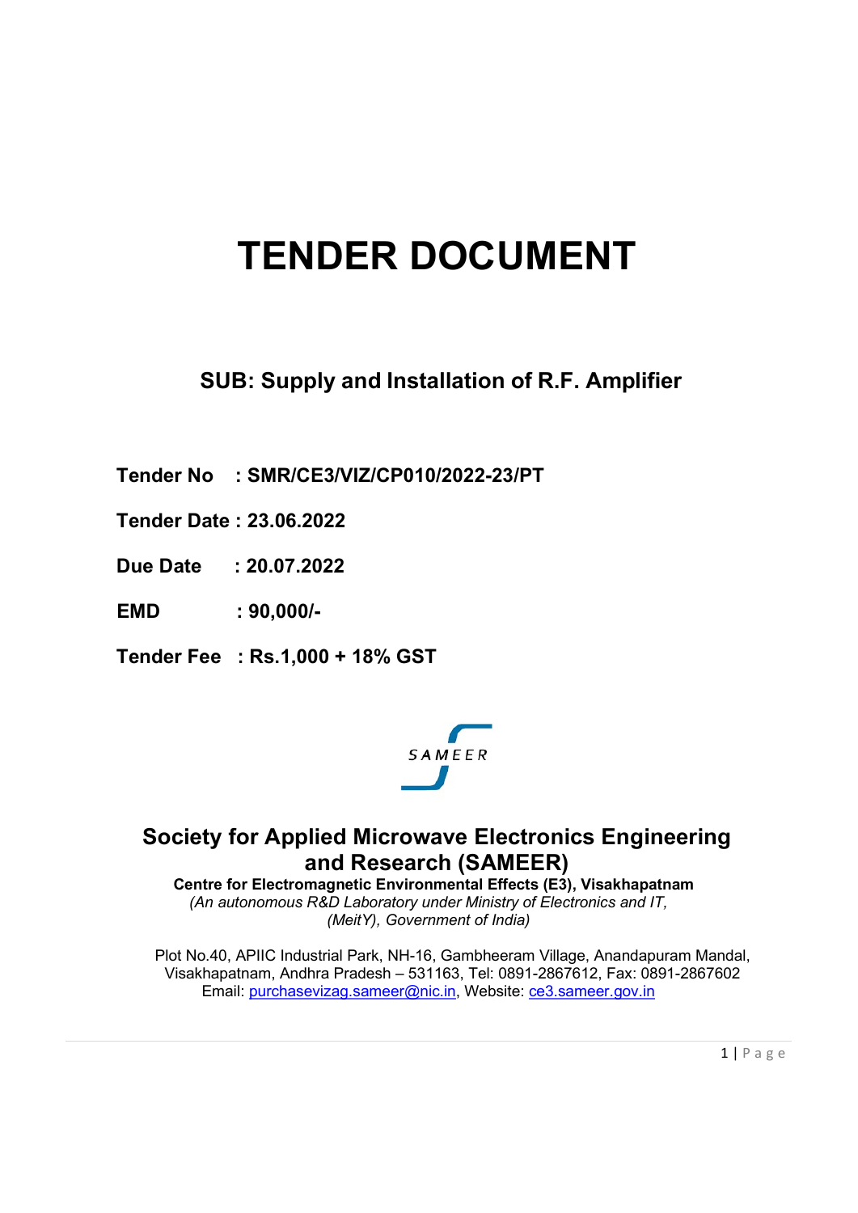# TENDER DOCUMENT

## SUB: Supply and Installation of R.F. Amplifier

**Tender No : SMR/CE3/VIZ/CP010/2022-23/PT**

**Tender Date : 23.06.2022**

**Due Date : 20.07.2022**

**EMD : 90,000/-**

**Tender Fee : Rs.1,000 + 18% GST**

SAMEER

## Society for Applied Microwave Electronics Engineering and Research (SAMEER)

**Centre for Electromagnetic Environmental Effects (E3), Visakhapatnam**

*(An autonomous R&D Laboratory under Ministry of Electronics and IT, (MeitY), Government of India)*

Plot No.40, APIIC Industrial Park, NH-16, Gambheeram Village, Anandapuram Mandal, Visakhapatnam, Andhra Pradesh – 531163, Tel: 0891-2867612, Fax: 0891-2867602
Email: purchasevizag.sameer@nic.in, Website: ce3.sameer.gov.in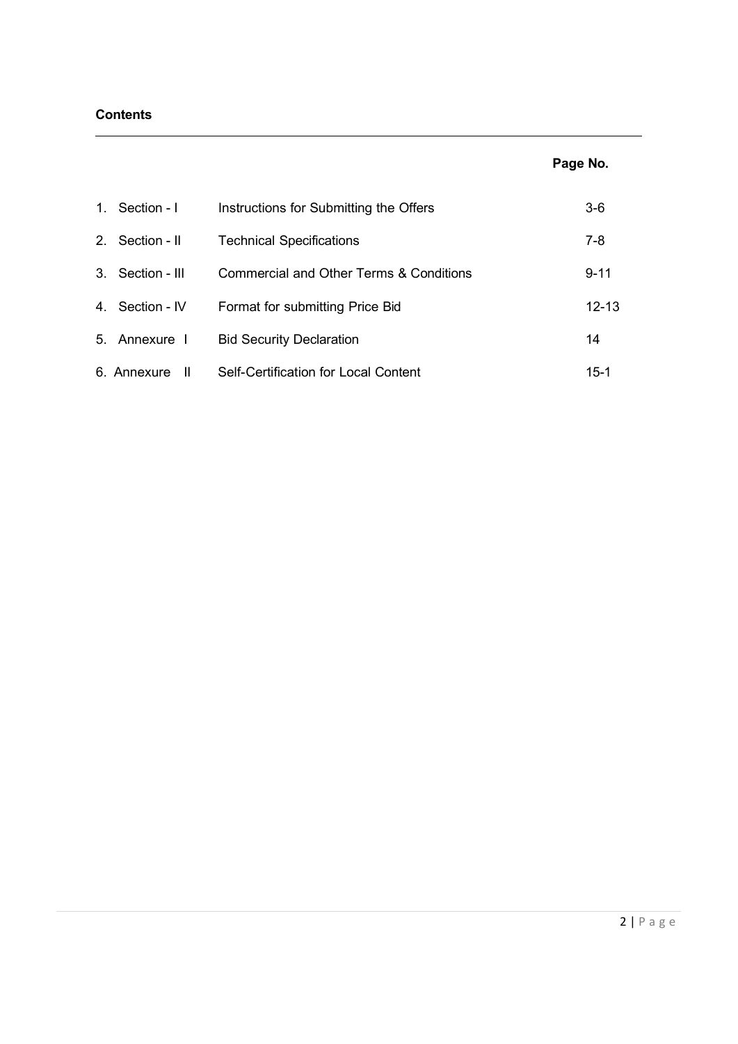**Contents**

| | | Page No. |
|---|---|---|
| 1. Section - I | Instructions for Submitting the Offers | 3-6 |
| 2. Section - II | Technical Specifications | 7-8 |
| 3. Section - III | Commercial and Other Terms & Conditions | 9-11 |
| 4. Section - IV | Format for submitting Price Bid | 12-13 |
| 5. Annexure I | Bid Security Declaration | 14 |
| 6. Annexure II | Self-Certification for Local Content | 15-1 |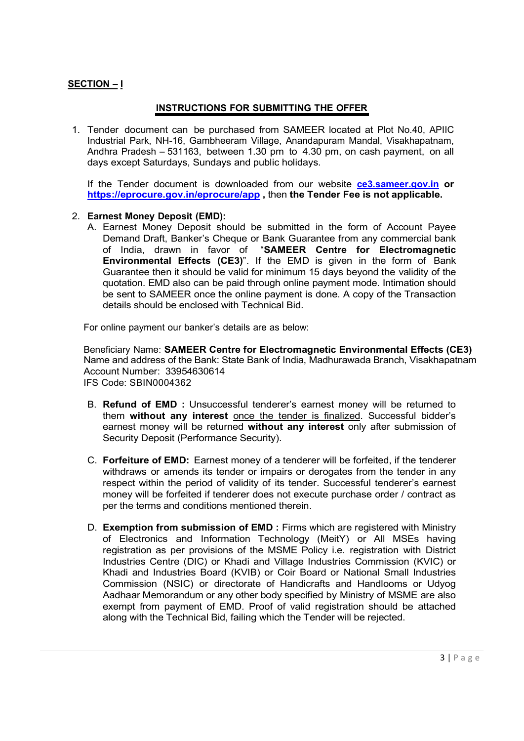## SECTION – I

### INSTRUCTIONS FOR SUBMITTING THE OFFER

1. Tender document can be purchased from SAMEER located at Plot No.40, APIIC Industrial Park, NH-16, Gambheeram Village, Anandapuram Mandal, Visakhapatnam, Andhra Pradesh – 531163, between 1.30 pm to 4.30 pm, on cash payment, on all days except Saturdays, Sundays and public holidays.

   If the Tender document is downloaded from our website **ce3.sameer.gov.in** **or** **https://eprocure.gov.in/eprocure/app** , then **the Tender Fee is not applicable.**

2. **Earnest Money Deposit (EMD):**

   A. Earnest Money Deposit should be submitted in the form of Account Payee Demand Draft, Banker's Cheque or Bank Guarantee from any commercial bank of India, drawn in favor of "**SAMEER Centre for Electromagnetic Environmental Effects (CE3)**". If the EMD is given in the form of Bank Guarantee then it should be valid for minimum 15 days beyond the validity of the quotation. EMD also can be paid through online payment mode. Intimation should be sent to SAMEER once the online payment is done. A copy of the Transaction details should be enclosed with Technical Bid.

   For online payment our banker's details are as below:

   Beneficiary Name: **SAMEER Centre for Electromagnetic Environmental Effects (CE3)**
   Name and address of the Bank: State Bank of India, Madhurawada Branch, Visakhapatnam
   Account Number: 33954630614
   IFS Code: SBIN0004362

   B. **Refund of EMD :** Unsuccessful tenderer's earnest money will be returned to them **without any interest** once the tender is finalized. Successful bidder's earnest money will be returned **without any interest** only after submission of Security Deposit (Performance Security).

   C. **Forfeiture of EMD:** Earnest money of a tenderer will be forfeited, if the tenderer withdraws or amends its tender or impairs or derogates from the tender in any respect within the period of validity of its tender. Successful tenderer's earnest money will be forfeited if tenderer does not execute purchase order / contract as per the terms and conditions mentioned therein.

   D. **Exemption from submission of EMD :** Firms which are registered with Ministry of Electronics and Information Technology (MeitY) or All MSEs having registration as per provisions of the MSME Policy i.e. registration with District Industries Centre (DIC) or Khadi and Village Industries Commission (KVIC) or Khadi and Industries Board (KVIB) or Coir Board or National Small Industries Commission (NSIC) or directorate of Handicrafts and Handlooms or Udyog Aadhaar Memorandum or any other body specified by Ministry of MSME are also exempt from payment of EMD. Proof of valid registration should be attached along with the Technical Bid, failing which the Tender will be rejected.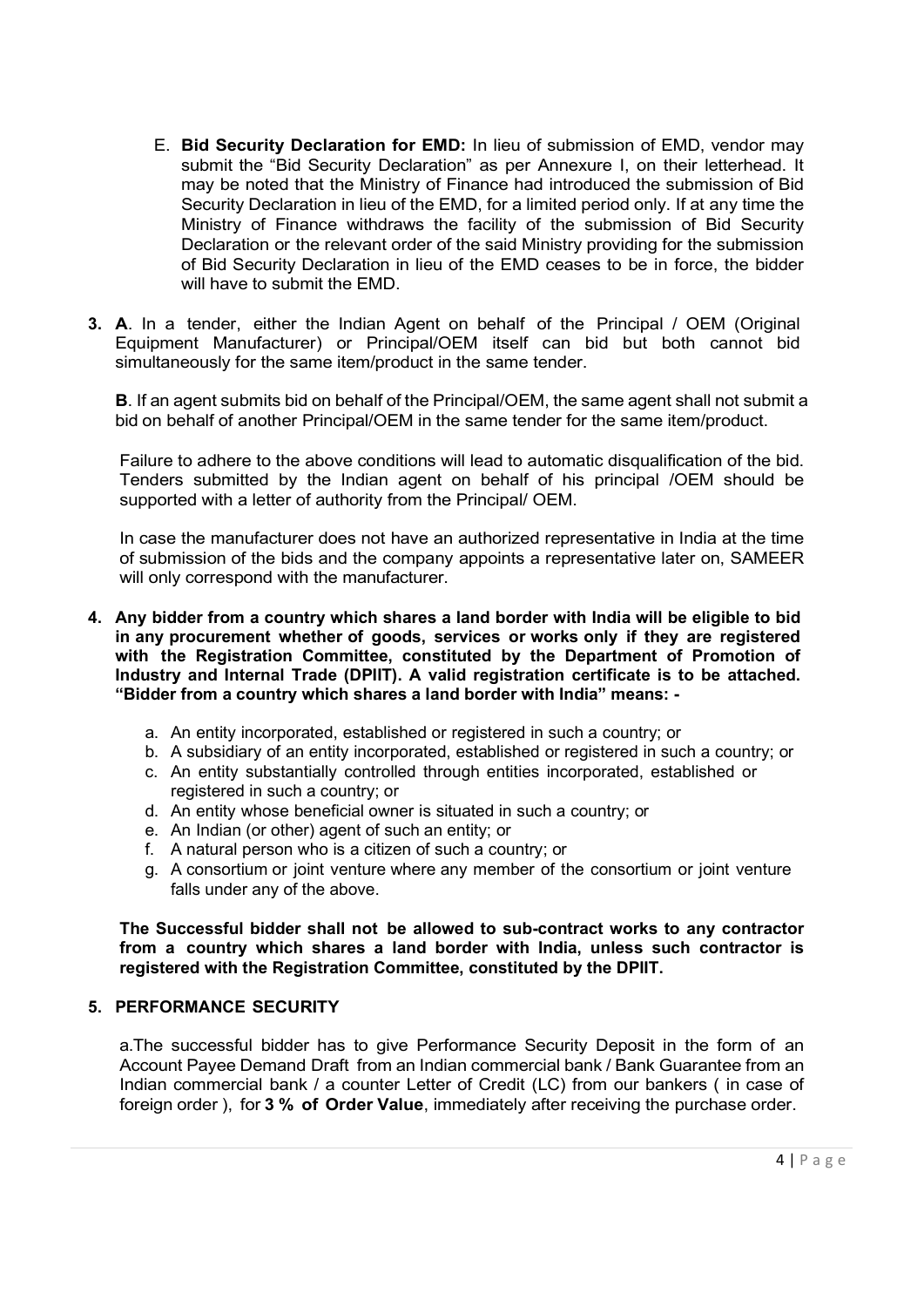E. **Bid Security Declaration for EMD:** In lieu of submission of EMD, vendor may submit the "Bid Security Declaration" as per Annexure I, on their letterhead. It may be noted that the Ministry of Finance had introduced the submission of Bid Security Declaration in lieu of the EMD, for a limited period only. If at any time the Ministry of Finance withdraws the facility of the submission of Bid Security Declaration or the relevant order of the said Ministry providing for the submission of Bid Security Declaration in lieu of the EMD ceases to be in force, the bidder will have to submit the EMD.

**3. A**. In a tender, either the Indian Agent on behalf of the Principal / OEM (Original Equipment Manufacturer) or Principal/OEM itself can bid but both cannot bid simultaneously for the same item/product in the same tender.

**B**. If an agent submits bid on behalf of the Principal/OEM, the same agent shall not submit a bid on behalf of another Principal/OEM in the same tender for the same item/product.

Failure to adhere to the above conditions will lead to automatic disqualification of the bid. Tenders submitted by the Indian agent on behalf of his principal /OEM should be supported with a letter of authority from the Principal/ OEM.

In case the manufacturer does not have an authorized representative in India at the time of submission of the bids and the company appoints a representative later on, SAMEER will only correspond with the manufacturer.

**4. Any bidder from a country which shares a land border with India will be eligible to bid in any procurement whether of goods, services or works only if they are registered with the Registration Committee, constituted by the Department of Promotion of Industry and Internal Trade (DPIIT). A valid registration certificate is to be attached. "Bidder from a country which shares a land border with India" means: -**

a. An entity incorporated, established or registered in such a country; or
b. A subsidiary of an entity incorporated, established or registered in such a country; or
c. An entity substantially controlled through entities incorporated, established or registered in such a country; or
d. An entity whose beneficial owner is situated in such a country; or
e. An Indian (or other) agent of such an entity; or
f. A natural person who is a citizen of such a country; or
g. A consortium or joint venture where any member of the consortium or joint venture falls under any of the above.

**The Successful bidder shall not be allowed to sub-contract works to any contractor from a country which shares a land border with India, unless such contractor is registered with the Registration Committee, constituted by the DPIIT.**

**5. PERFORMANCE SECURITY**

a.The successful bidder has to give Performance Security Deposit in the form of an Account Payee Demand Draft from an Indian commercial bank / Bank Guarantee from an Indian commercial bank / a counter Letter of Credit (LC) from our bankers ( in case of foreign order ), for **3 % of Order Value**, immediately after receiving the purchase order.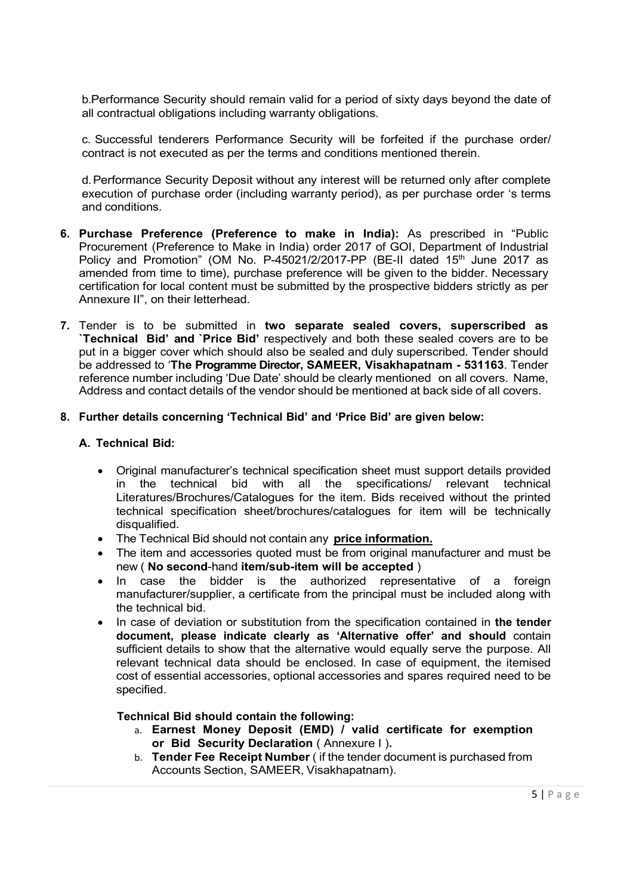b.Performance Security should remain valid for a period of sixty days beyond the date of all contractual obligations including warranty obligations.

c. Successful tenderers Performance Security will be forfeited if the purchase order/ contract is not executed as per the terms and conditions mentioned therein.

d. Performance Security Deposit without any interest will be returned only after complete execution of purchase order (including warranty period), as per purchase order 's terms and conditions.

6. **Purchase Preference (Preference to make in India):** As prescribed in "Public Procurement (Preference to Make in India) order 2017 of GOI, Department of Industrial Policy and Promotion" (OM No. P-45021/2/2017-PP (BE-II dated 15th June 2017 as amended from time to time), purchase preference will be given to the bidder. Necessary certification for local content must be submitted by the prospective bidders strictly as per Annexure II", on their letterhead.

7. Tender is to be submitted in **two separate sealed covers, superscribed as `Technical Bid' and `Price Bid'** respectively and both these sealed covers are to be put in a bigger cover which should also be sealed and duly superscribed. Tender should be addressed to '**The Programme Director, SAMEER, Visakhapatnam - 531163**. Tender reference number including 'Due Date' should be clearly mentioned on all covers. Name, Address and contact details of the vendor should be mentioned at back side of all covers.

8. **Further details concerning 'Technical Bid' and 'Price Bid' are given below:**

### A. Technical Bid:

- Original manufacturer's technical specification sheet must support details provided in the technical bid with all the specifications/ relevant technical Literatures/Brochures/Catalogues for the item. Bids received without the printed technical specification sheet/brochures/catalogues for item will be technically disqualified.
- The Technical Bid should not contain any **price information.**
- The item and accessories quoted must be from original manufacturer and must be new ( **No second**-hand **item/sub-item will be accepted** )
- In case the bidder is the authorized representative of a foreign manufacturer/supplier, a certificate from the principal must be included along with the technical bid.
- In case of deviation or substitution from the specification contained in **the tender document, please indicate clearly as 'Alternative offer' and should** contain sufficient details to show that the alternative would equally serve the purpose. All relevant technical data should be enclosed. In case of equipment, the itemised cost of essential accessories, optional accessories and spares required need to be specified.

**Technical Bid should contain the following:**

a. **Earnest Money Deposit (EMD) / valid certificate for exemption or Bid Security Declaration** ( Annexure I )**.**
b. **Tender Fee Receipt Number** ( if the tender document is purchased from Accounts Section, SAMEER, Visakhapatnam).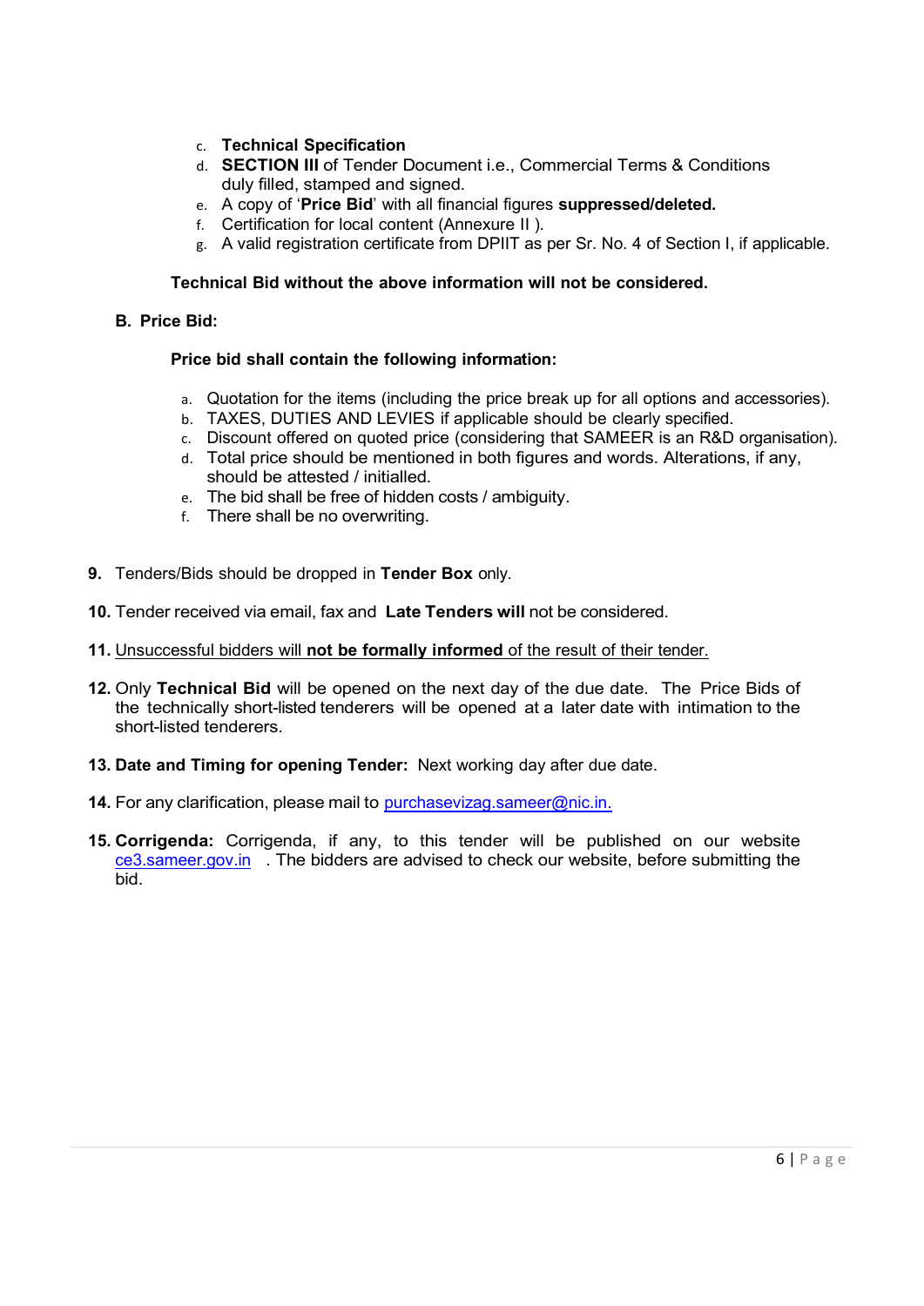c. **Technical Specification**
d. **SECTION III** of Tender Document i.e., Commercial Terms & Conditions duly filled, stamped and signed.
e. A copy of '**Price Bid**' with all financial figures **suppressed/deleted.**
f. Certification for local content (Annexure II ).
g. A valid registration certificate from DPIIT as per Sr. No. 4 of Section I, if applicable.

**Technical Bid without the above information will not be considered.**

**B. Price Bid:**

**Price bid shall contain the following information:**

a. Quotation for the items (including the price break up for all options and accessories).
b. TAXES, DUTIES AND LEVIES if applicable should be clearly specified.
c. Discount offered on quoted price (considering that SAMEER is an R&D organisation).
d. Total price should be mentioned in both figures and words. Alterations, if any, should be attested / initialled.
e. The bid shall be free of hidden costs / ambiguity.
f. There shall be no overwriting.

**9.** Tenders/Bids should be dropped in **Tender Box** only.

**10.** Tender received via email, fax and **Late Tenders will** not be considered.

**11.** Unsuccessful bidders will **not be formally informed** of the result of their tender.

**12.** Only **Technical Bid** will be opened on the next day of the due date. The Price Bids of the technically short-listed tenderers will be opened at a later date with intimation to the short-listed tenderers.

**13. Date and Timing for opening Tender:** Next working day after due date.

**14.** For any clarification, please mail to purchasevizag.sameer@nic.in.

**15. Corrigenda:** Corrigenda, if any, to this tender will be published on our website ce3.sameer.gov.in . The bidders are advised to check our website, before submitting the bid.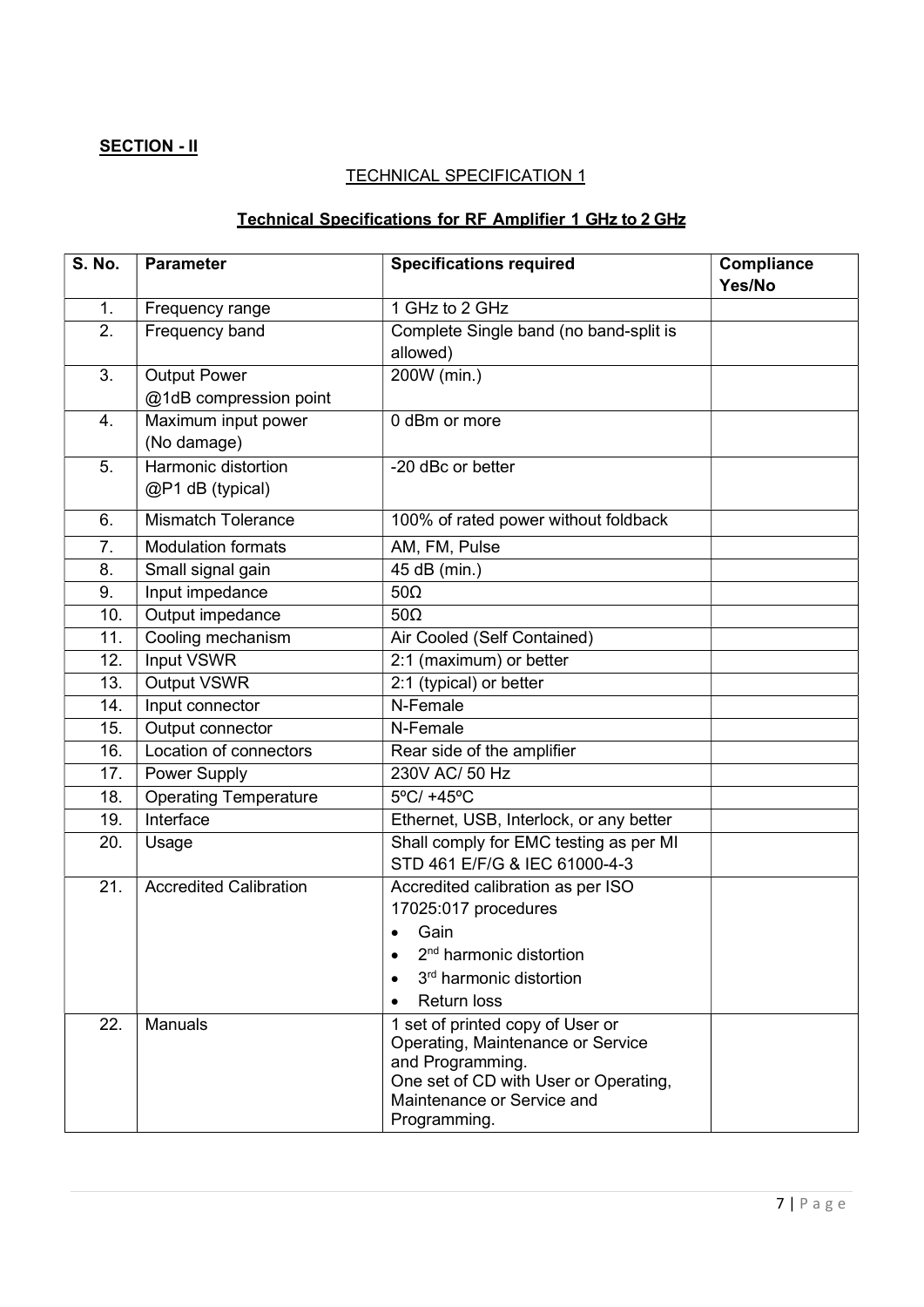**SECTION - II**

TECHNICAL SPECIFICATION 1

## Technical Specifications for RF Amplifier 1 GHz to 2 GHz

| S. No. | Parameter | Specifications required | Compliance Yes/No |
|---|---|---|---|
| 1. | Frequency range | 1 GHz to 2 GHz | |
| 2. | Frequency band | Complete Single band (no band-split is allowed) | |
| 3. | Output Power @1dB compression point | 200W (min.) | |
| 4. | Maximum input power (No damage) | 0 dBm or more | |
| 5. | Harmonic distortion @P1 dB (typical) | -20 dBc or better | |
| 6. | Mismatch Tolerance | 100% of rated power without foldback | |
| 7. | Modulation formats | AM, FM, Pulse | |
| 8. | Small signal gain | 45 dB (min.) | |
| 9. | Input impedance | 50Ω | |
| 10. | Output impedance | 50Ω | |
| 11. | Cooling mechanism | Air Cooled (Self Contained) | |
| 12. | Input VSWR | 2:1 (maximum) or better | |
| 13. | Output VSWR | 2:1 (typical) or better | |
| 14. | Input connector | N-Female | |
| 15. | Output connector | N-Female | |
| 16. | Location of connectors | Rear side of the amplifier | |
| 17. | Power Supply | 230V AC/ 50 Hz | |
| 18. | Operating Temperature | 5ºC/ +45ºC | |
| 19. | Interface | Ethernet, USB, Interlock, or any better | |
| 20. | Usage | Shall comply for EMC testing as per MI STD 461 E/F/G & IEC 61000-4-3 | |
| 21. | Accredited Calibration | Accredited calibration as per ISO 17025:017 procedures<br>• Gain<br>• 2nd harmonic distortion<br>• 3rd harmonic distortion<br>• Return loss | |
| 22. | Manuals | 1 set of printed copy of User or Operating, Maintenance or Service and Programming.<br>One set of CD with User or Operating, Maintenance or Service and Programming. | |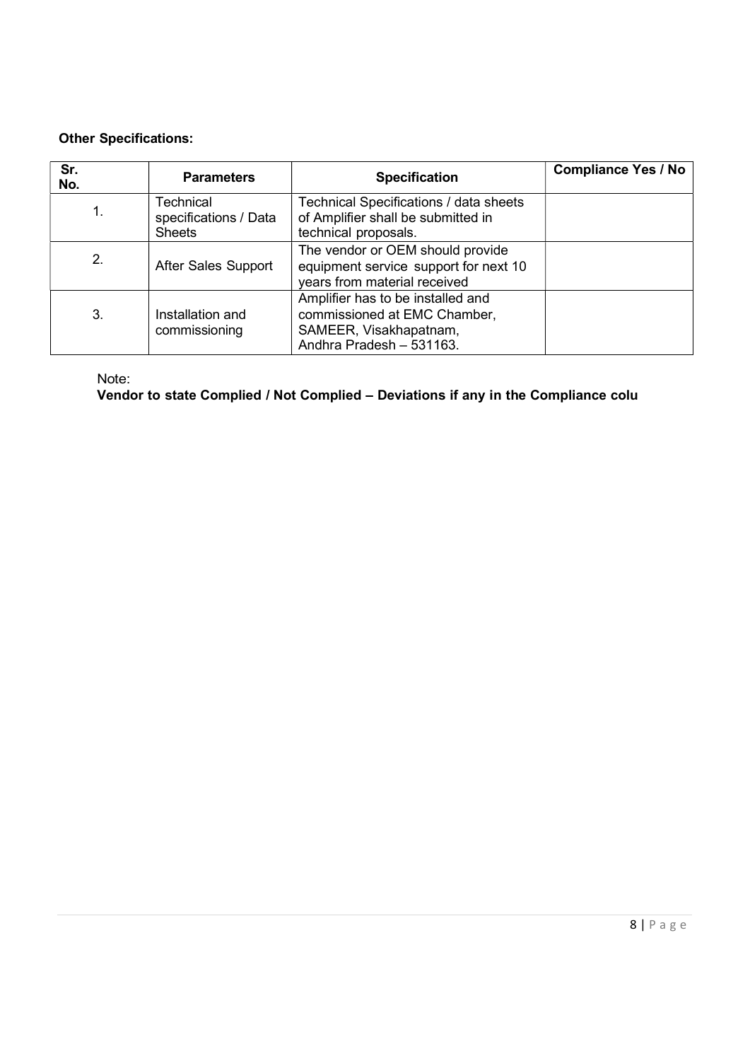**Other Specifications:**

| Sr. No. | Parameters | Specification | Compliance Yes / No |
|---|---|---|---|
| 1. | Technical specifications / Data Sheets | Technical Specifications / data sheets of Amplifier shall be submitted in technical proposals. | |
| 2. | After Sales Support | The vendor or OEM should provide equipment service support for next 10 years from material received | |
| 3. | Installation and commissioning | Amplifier has to be installed and commissioned at EMC Chamber, SAMEER, Visakhapatnam, Andhra Pradesh – 531163. | |

Note:

**Vendor to state Complied / Not Complied – Deviations if any in the Compliance colu**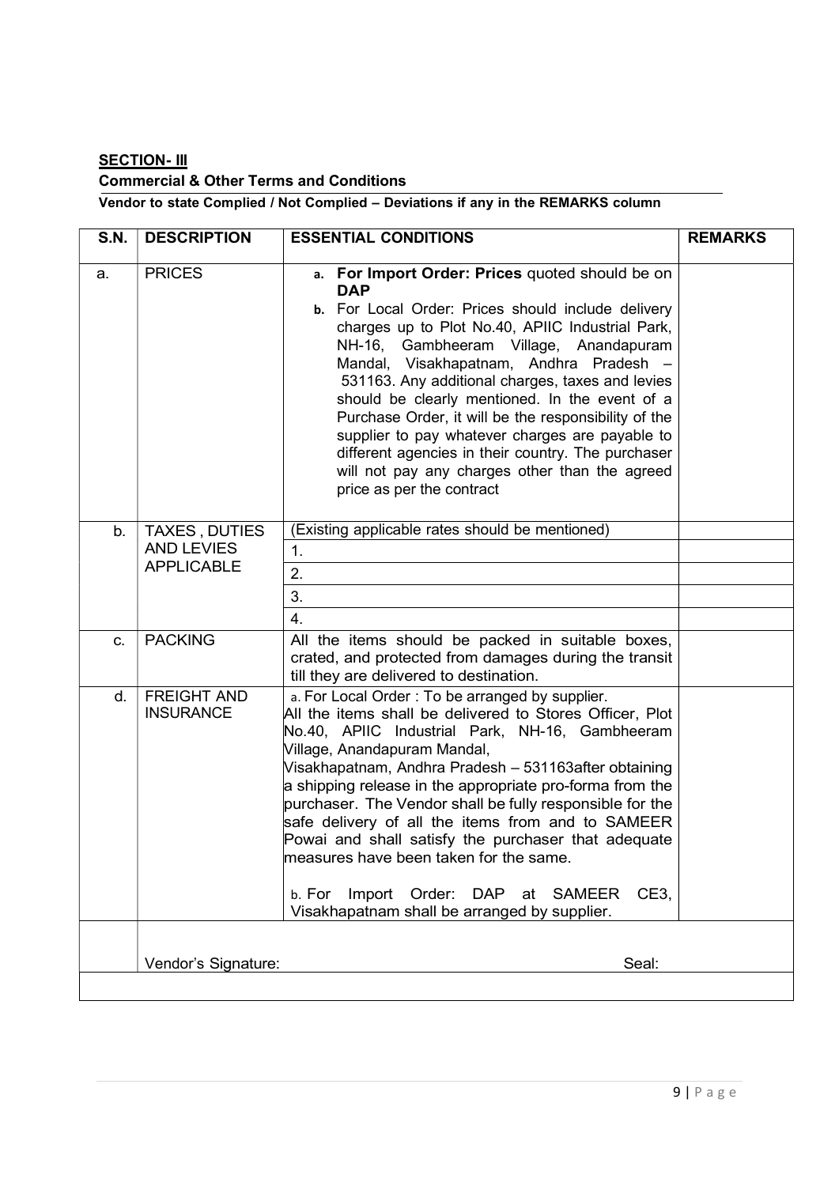**SECTION- III**

**Commercial & Other Terms and Conditions**

**Vendor to state Complied / Not Complied – Deviations if any in the REMARKS column**

| S.N. | DESCRIPTION | ESSENTIAL CONDITIONS | REMARKS |
|---|---|---|---|
| a. | PRICES | a. **For Import Order: Prices** quoted should be on **DAP**<br>b. For Local Order: Prices should include delivery charges up to Plot No.40, APIIC Industrial Park, NH-16, Gambheeram Village, Anandapuram Mandal, Visakhapatnam, Andhra Pradesh – 531163. Any additional charges, taxes and levies should be clearly mentioned. In the event of a Purchase Order, it will be the responsibility of the supplier to pay whatever charges are payable to different agencies in their country. The purchaser will not pay any charges other than the agreed price as per the contract | |
| b. | TAXES , DUTIES AND LEVIES APPLICABLE | (Existing applicable rates should be mentioned) | |
| | | 1. | |
| | | 2. | |
| | | 3. | |
| | | 4. | |
| c. | PACKING | All the items should be packed in suitable boxes, crated, and protected from damages during the transit till they are delivered to destination. | |
| d. | FREIGHT AND INSURANCE | a. For Local Order : To be arranged by supplier.<br>All the items shall be delivered to Stores Officer, Plot No.40, APIIC Industrial Park, NH-16, Gambheeram Village, Anandapuram Mandal,<br>Visakhapatnam, Andhra Pradesh – 531163after obtaining a shipping release in the appropriate pro-forma from the purchaser. The Vendor shall be fully responsible for the safe delivery of all the items from and to SAMEER Powai and shall satisfy the purchaser that adequate measures have been taken for the same.<br><br>b. For Import Order: DAP at SAMEER CE3, Visakhapatnam shall be arranged by supplier. | |
| | Vendor's Signature: | Seal: | |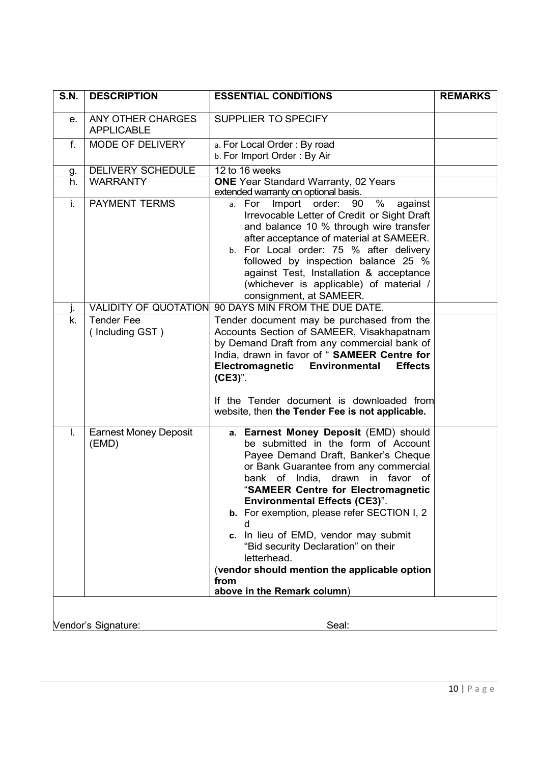| S.N. | DESCRIPTION | ESSENTIAL CONDITIONS | REMARKS |
|---|---|---|---|
| e. | ANY OTHER CHARGES APPLICABLE | SUPPLIER TO SPECIFY | |
| f. | MODE OF DELIVERY | a. For Local Order : By road<br>b. For Import Order : By Air | |
| g. | DELIVERY SCHEDULE | 12 to 16 weeks | |
| h. | WARRANTY | **ONE** Year Standard Warranty, 02 Years extended warranty on optional basis. | |
| i. | PAYMENT TERMS | a. For Import order: 90 % against Irrevocable Letter of Credit or Sight Draft and balance 10 % through wire transfer after acceptance of material at SAMEER.<br>b. For Local order: 75 % after delivery followed by inspection balance 25 % against Test, Installation & acceptance (whichever is applicable) of material / consignment, at SAMEER. | |
| j. | VALIDITY OF QUOTATION | 90 DAYS MIN FROM THE DUE DATE. | |
| k. | Tender Fee ( Including GST ) | Tender document may be purchased from the Accounts Section of SAMEER, Visakhapatnam by Demand Draft from any commercial bank of India, drawn in favor of " **SAMEER Centre for Electromagnetic Environmental Effects (CE3)**".<br><br>If the Tender document is downloaded from website, then **the Tender Fee is not applicable.** | |
| l. | Earnest Money Deposit (EMD) | **a. Earnest Money Deposit** (EMD) should be submitted in the form of Account Payee Demand Draft, Banker's Cheque or Bank Guarantee from any commercial bank of India, drawn in favor of "**SAMEER Centre for Electromagnetic Environmental Effects (CE3)**".<br>**b.** For exemption, please refer SECTION I, 2 d<br>**c.** In lieu of EMD, vendor may submit "Bid security Declaration" on their letterhead.<br>(**vendor should mention the applicable option from above in the Remark column**) | |

Vendor's Signature: Seal: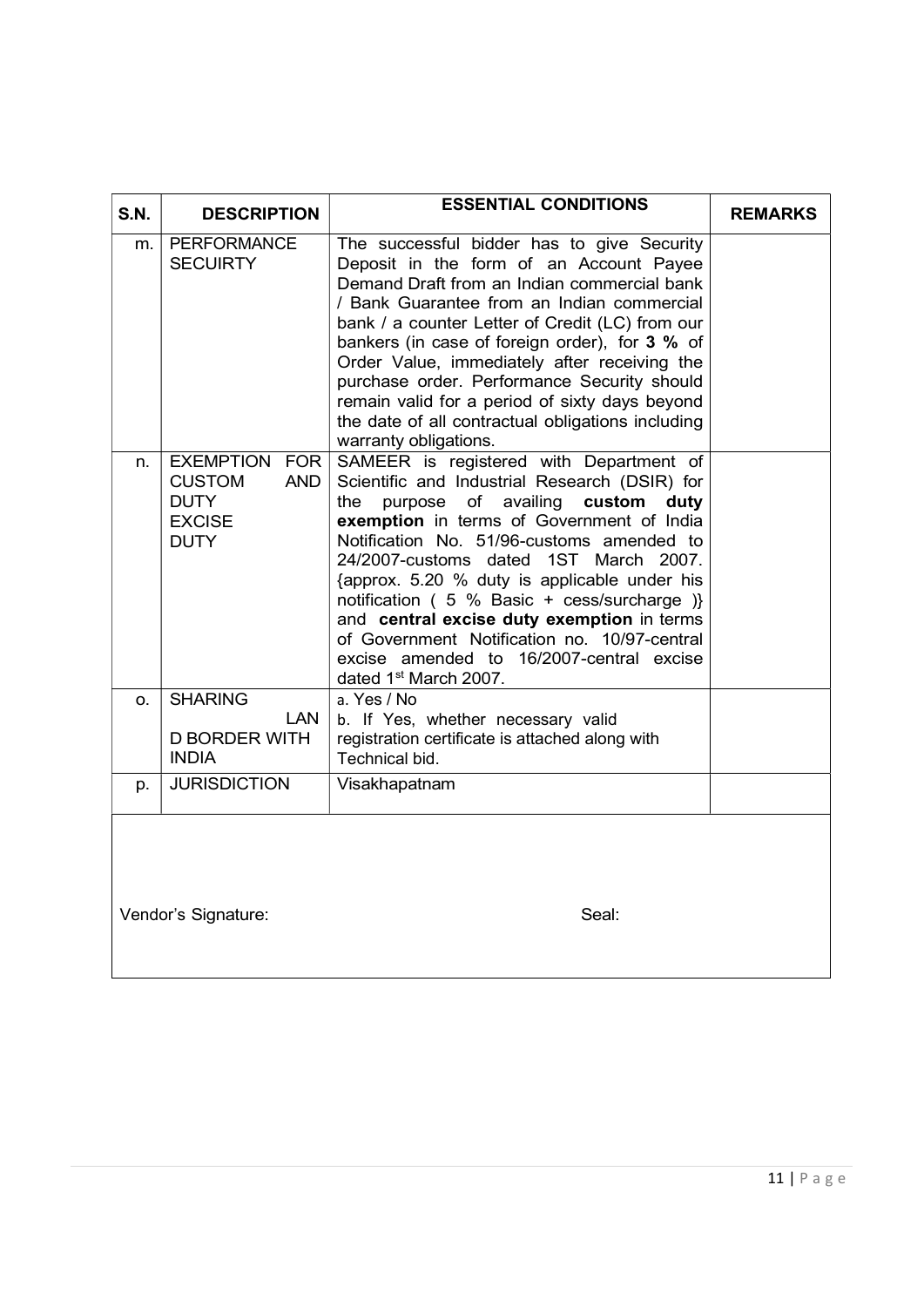| S.N. | DESCRIPTION | ESSENTIAL CONDITIONS | REMARKS |
|---|---|---|---|
| m. | PERFORMANCE SECUIRTY | The successful bidder has to give Security Deposit in the form of an Account Payee Demand Draft from an Indian commercial bank / Bank Guarantee from an Indian commercial bank / a counter Letter of Credit (LC) from our bankers (in case of foreign order), for **3 %** of Order Value, immediately after receiving the purchase order. Performance Security should remain valid for a period of sixty days beyond the date of all contractual obligations including warranty obligations. | |
| n. | EXEMPTION FOR CUSTOM AND DUTY EXCISE DUTY | SAMEER is registered with Department of Scientific and Industrial Research (DSIR) for the purpose of availing **custom duty exemption** in terms of Government of India Notification No. 51/96-customs amended to 24/2007-customs dated 1ST March 2007. {approx. 5.20 % duty is applicable under his notification ( 5 % Basic + cess/surcharge )} and **central excise duty exemption** in terms of Government Notification no. 10/97-central excise amended to 16/2007-central excise dated 1st March 2007. | |
| o. | SHARING LAN D BORDER WITH INDIA | a. Yes / No<br>b. If Yes, whether necessary valid registration certificate is attached along with Technical bid. | |
| p. | JURISDICTION | Visakhapatnam | |

Vendor's Signature: Seal: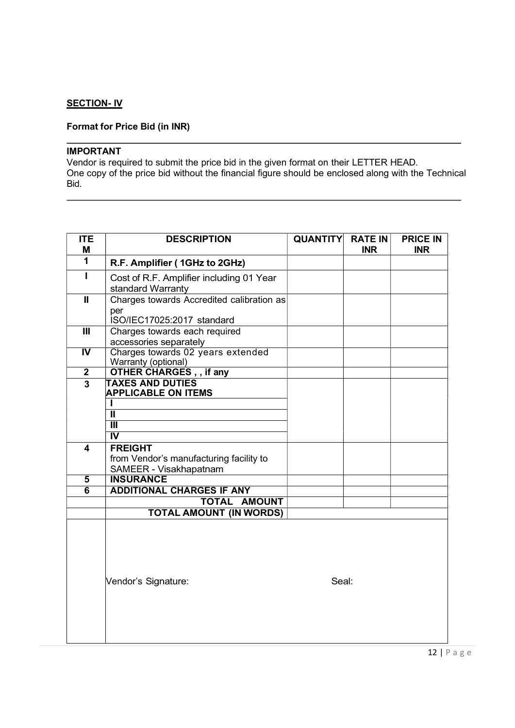**SECTION- IV**

**Format for Price Bid (in INR)**

---

**IMPORTANT**

Vendor is required to submit the price bid in the given format on their LETTER HEAD.
One copy of the price bid without the financial figure should be enclosed along with the Technical Bid.

---

| ITEM | DESCRIPTION | QUANTITY | RATE IN INR | PRICE IN INR |
|---|---|---|---|---|
| **1** | **R.F. Amplifier ( 1GHz to 2GHz)** | | | |
| **I** | Cost of R.F. Amplifier including 01 Year standard Warranty | | | |
| **II** | Charges towards Accredited calibration as per ISO/IEC17025:2017 standard | | | |
| **III** | Charges towards each required accessories separately | | | |
| **IV** | Charges towards 02 years extended Warranty (optional) | | | |
| **2** | **OTHER CHARGES , , if any** | | | |
| **3** | **TAXES AND DUTIES APPLICABLE ON ITEMS** | | | |
| | **I** | | | |
| | **II** | | | |
| | **III** | | | |
| | **IV** | | | |
| **4** | **FREIGHT** from Vendor's manufacturing facility to SAMEER - Visakhapatnam | | | |
| **5** | **INSURANCE** | | | |
| **6** | **ADDITIONAL CHARGES IF ANY** | | | |
| | **TOTAL AMOUNT** | | | |
| | **TOTAL AMOUNT (IN WORDS)** | | | |

Vendor's Signature: Seal: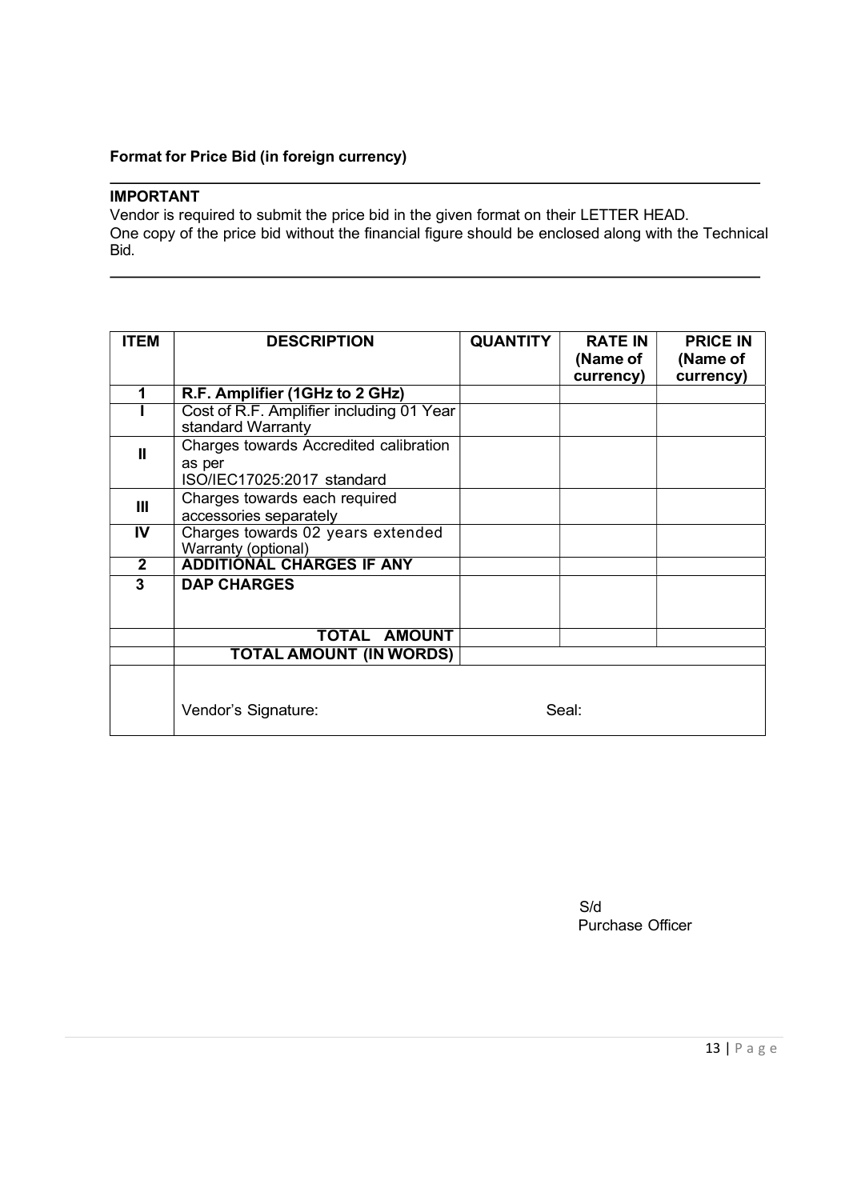**Format for Price Bid (in foreign currency)**

---

**IMPORTANT**

Vendor is required to submit the price bid in the given format on their LETTER HEAD.
One copy of the price bid without the financial figure should be enclosed along with the Technical Bid.

---

| ITEM | DESCRIPTION | QUANTITY | RATE IN (Name of currency) | PRICE IN (Name of currency) |
|---|---|---|---|---|
| **1** | **R.F. Amplifier (1GHz to 2 GHz)** | | | |
| **I** | Cost of R.F. Amplifier including 01 Year standard Warranty | | | |
| **II** | Charges towards Accredited calibration as per ISO/IEC17025:2017 standard | | | |
| **III** | Charges towards each required accessories separately | | | |
| **IV** | Charges towards 02 years extended Warranty (optional) | | | |
| **2** | **ADDITIONAL CHARGES IF ANY** | | | |
| **3** | **DAP CHARGES** | | | |
| | **TOTAL AMOUNT** | | | |
| | **TOTAL AMOUNT (IN WORDS)** | | | |
| | Vendor's Signature: | Seal: | | |

S/d
Purchase Officer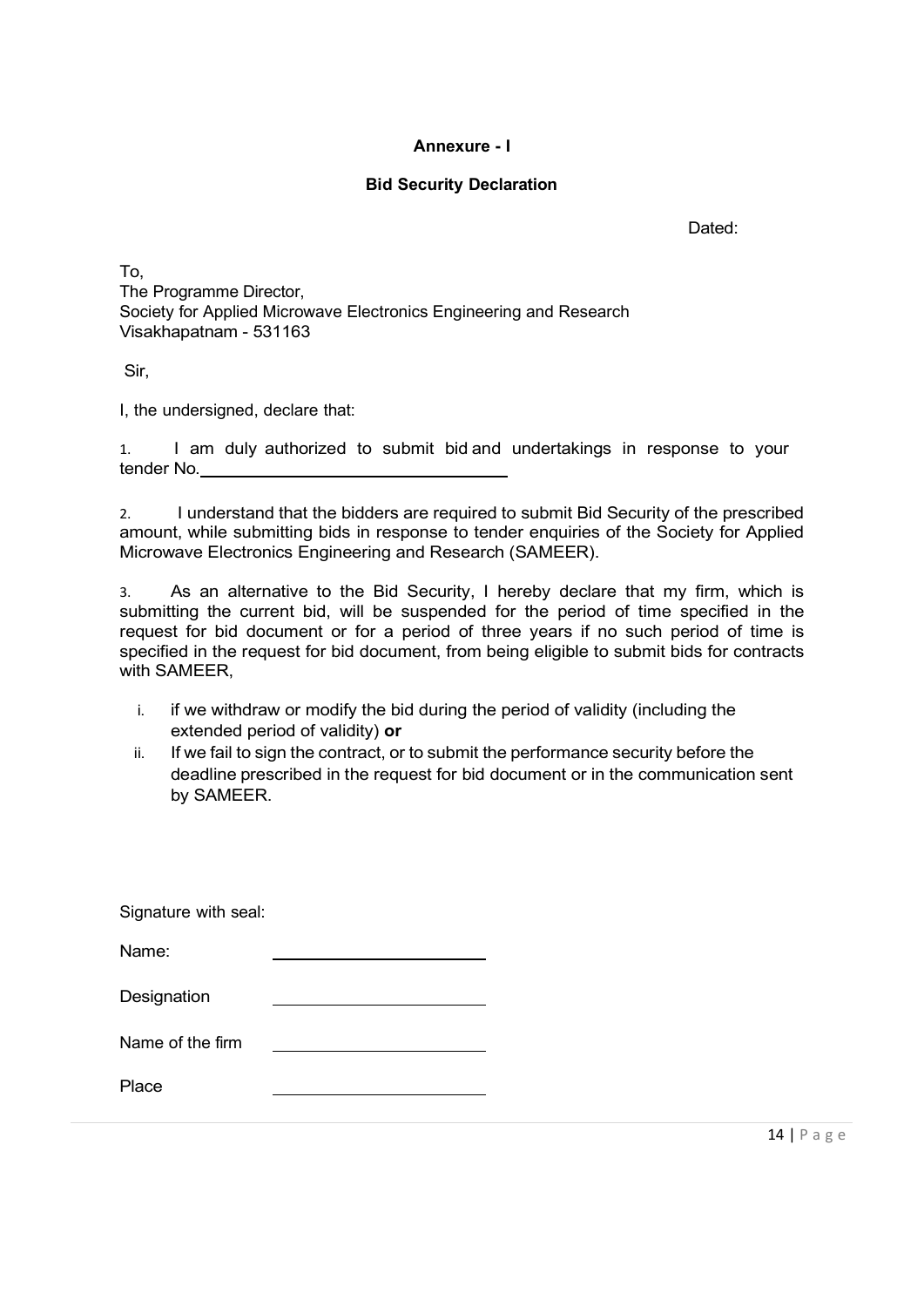**Annexure - I**

**Bid Security Declaration**

Dated:

To,
The Programme Director,
Society for Applied Microwave Electronics Engineering and Research
Visakhapatnam - 531163

Sir,

I, the undersigned, declare that:

1. I am duly authorized to submit bid and undertakings in response to your tender No.\_\_\_\_\_\_\_\_\_\_\_\_\_\_\_\_\_\_\_\_\_\_\_\_\_\_\_\_\_\_\_\_

2. I understand that the bidders are required to submit Bid Security of the prescribed amount, while submitting bids in response to tender enquiries of the Society for Applied Microwave Electronics Engineering and Research (SAMEER).

3. As an alternative to the Bid Security, I hereby declare that my firm, which is submitting the current bid, will be suspended for the period of time specified in the request for bid document or for a period of three years if no such period of time is specified in the request for bid document, from being eligible to submit bids for contracts with SAMEER,

   i. if we withdraw or modify the bid during the period of validity (including the extended period of validity) **or**
   ii. If we fail to sign the contract, or to submit the performance security before the deadline prescribed in the request for bid document or in the communication sent by SAMEER.

Signature with seal:

Name: \_\_\_\_\_\_\_\_\_\_\_\_\_\_\_\_\_\_\_\_\_\_\_\_

Designation \_\_\_\_\_\_\_\_\_\_\_\_\_\_\_\_\_\_\_\_\_\_\_\_

Name of the firm \_\_\_\_\_\_\_\_\_\_\_\_\_\_\_\_\_\_\_\_\_\_\_\_

Place \_\_\_\_\_\_\_\_\_\_\_\_\_\_\_\_\_\_\_\_\_\_\_\_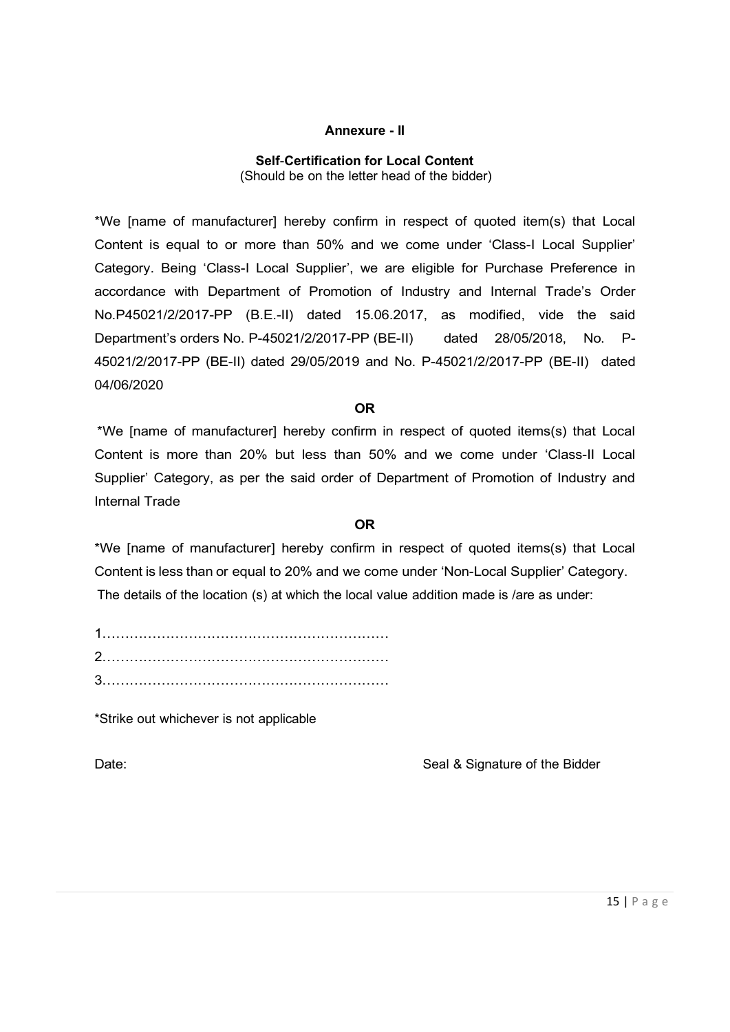**Annexure - II**

**Self-Certification for Local Content**
(Should be on the letter head of the bidder)

*We [name of manufacturer] hereby confirm in respect of quoted item(s) that Local Content is equal to or more than 50% and we come under 'Class-I Local Supplier' Category. Being 'Class-I Local Supplier', we are eligible for Purchase Preference in accordance with Department of Promotion of Industry and Internal Trade's Order No.P45021/2/2017-PP (B.E.-II) dated 15.06.2017, as modified, vide the said Department's orders No. P-45021/2/2017-PP (BE-II) dated 28/05/2018, No. P-45021/2/2017-PP (BE-II) dated 29/05/2019 and No. P-45021/2/2017-PP (BE-II) dated 04/06/2020

**OR**

*We [name of manufacturer] hereby confirm in respect of quoted items(s) that Local Content is more than 20% but less than 50% and we come under 'Class-II Local Supplier' Category, as per the said order of Department of Promotion of Industry and Internal Trade

**OR**

*We [name of manufacturer] hereby confirm in respect of quoted items(s) that Local Content is less than or equal to 20% and we come under 'Non-Local Supplier' Category.

The details of the location (s) at which the local value addition made is /are as under:

1………………………………………………………

2………………………………………………………

3………………………………………………………

*Strike out whichever is not applicable

Date: Seal & Signature of the Bidder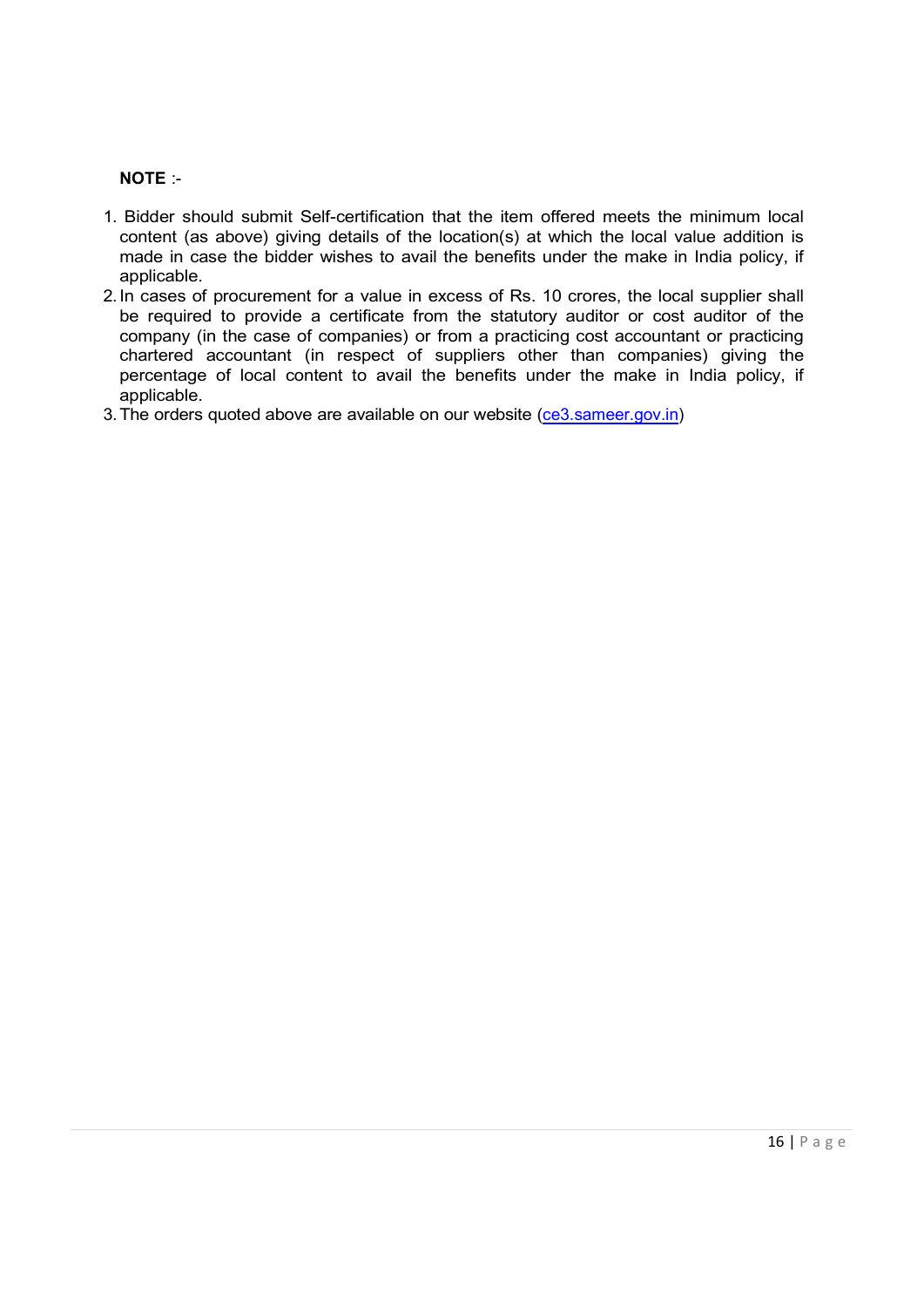**NOTE** :-

1. Bidder should submit Self-certification that the item offered meets the minimum local content (as above) giving details of the location(s) at which the local value addition is made in case the bidder wishes to avail the benefits under the make in India policy, if applicable.
2. In cases of procurement for a value in excess of Rs. 10 crores, the local supplier shall be required to provide a certificate from the statutory auditor or cost auditor of the company (in the case of companies) or from a practicing cost accountant or practicing chartered accountant (in respect of suppliers other than companies) giving the percentage of local content to avail the benefits under the make in India policy, if applicable.
3. The orders quoted above are available on our website (ce3.sameer.gov.in)